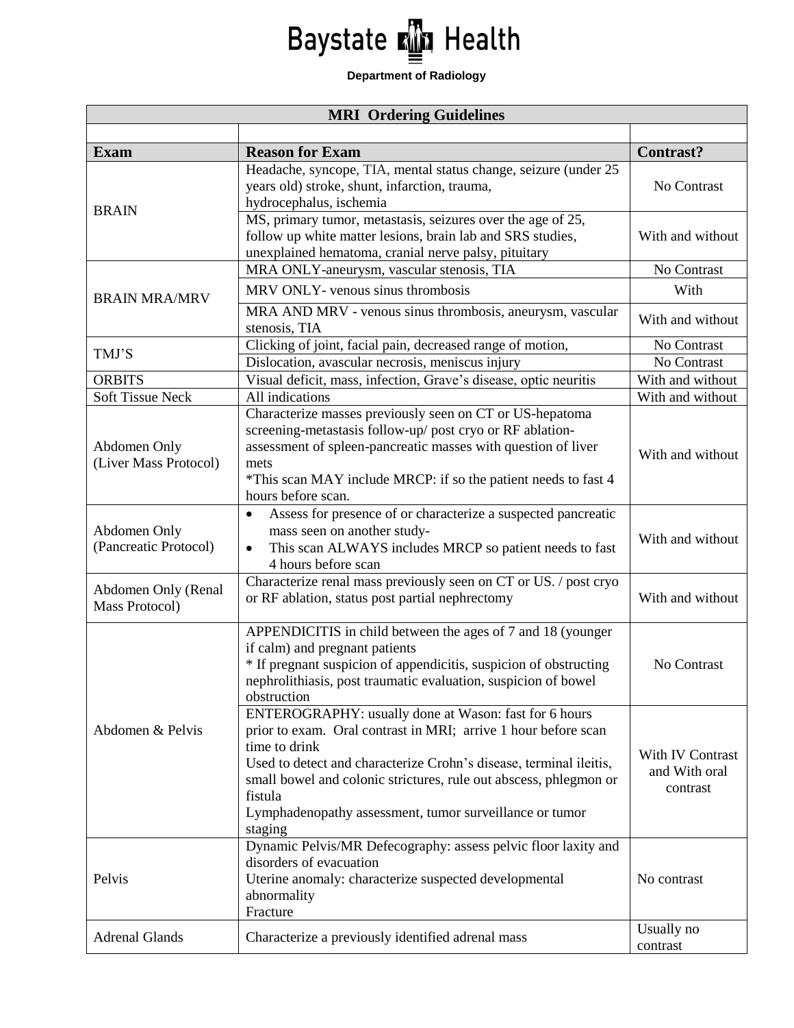# Baystate Health

**Department of Radiology**

| MRI Ordering Guidelines | | |
|---|---|---|
| | | |
| **Exam** | **Reason for Exam** | **Contrast?** |
| BRAIN | Headache, syncope, TIA, mental status change, seizure (under 25 years old) stroke, shunt, infarction, trauma, hydrocephalus, ischemia | No Contrast |
| | MS, primary tumor, metastasis, seizures over the age of 25, follow up white matter lesions, brain lab and SRS studies, unexplained hematoma, cranial nerve palsy, pituitary | With and without |
| BRAIN MRA/MRV | MRA ONLY-aneurysm, vascular stenosis, TIA | No Contrast |
| | MRV ONLY- venous sinus thrombosis | With |
| | MRA AND MRV - venous sinus thrombosis, aneurysm, vascular stenosis, TIA | With and without |
| TMJ'S | Clicking of joint, facial pain, decreased range of motion, | No Contrast |
| | Dislocation, avascular necrosis, meniscus injury | No Contrast |
| ORBITS | Visual deficit, mass, infection, Grave's disease, optic neuritis | With and without |
| Soft Tissue Neck | All indications | With and without |
| Abdomen Only (Liver Mass Protocol) | Characterize masses previously seen on CT or US-hepatoma screening-metastasis follow-up/ post cryo or RF ablation-assessment of spleen-pancreatic masses with question of liver mets<br>*This scan MAY include MRCP: if so the patient needs to fast 4 hours before scan. | With and without |
| Abdomen Only (Pancreatic Protocol) | • Assess for presence of or characterize a suspected pancreatic mass seen on another study-<br>• This scan ALWAYS includes MRCP so patient needs to fast 4 hours before scan | With and without |
| Abdomen Only (Renal Mass Protocol) | Characterize renal mass previously seen on CT or US. / post cryo or RF ablation, status post partial nephrectomy | With and without |
| Abdomen & Pelvis | APPENDICITIS in child between the ages of 7 and 18 (younger if calm) and pregnant patients<br>* If pregnant suspicion of appendicitis, suspicion of obstructing nephrolithiasis, post traumatic evaluation, suspicion of bowel obstruction | No Contrast |
| | ENTEROGRAPHY: usually done at Wason: fast for 6 hours prior to exam. Oral contrast in MRI; arrive 1 hour before scan time to drink<br>Used to detect and characterize Crohn's disease, terminal ileitis, small bowel and colonic strictures, rule out abscess, phlegmon or fistula<br>Lymphadenopathy assessment, tumor surveillance or tumor staging | With IV Contrast and With oral contrast |
| Pelvis | Dynamic Pelvis/MR Defecography: assess pelvic floor laxity and disorders of evacuation<br>Uterine anomaly: characterize suspected developmental abnormality<br>Fracture | No contrast |
| Adrenal Glands | Characterize a previously identified adrenal mass | Usually no contrast |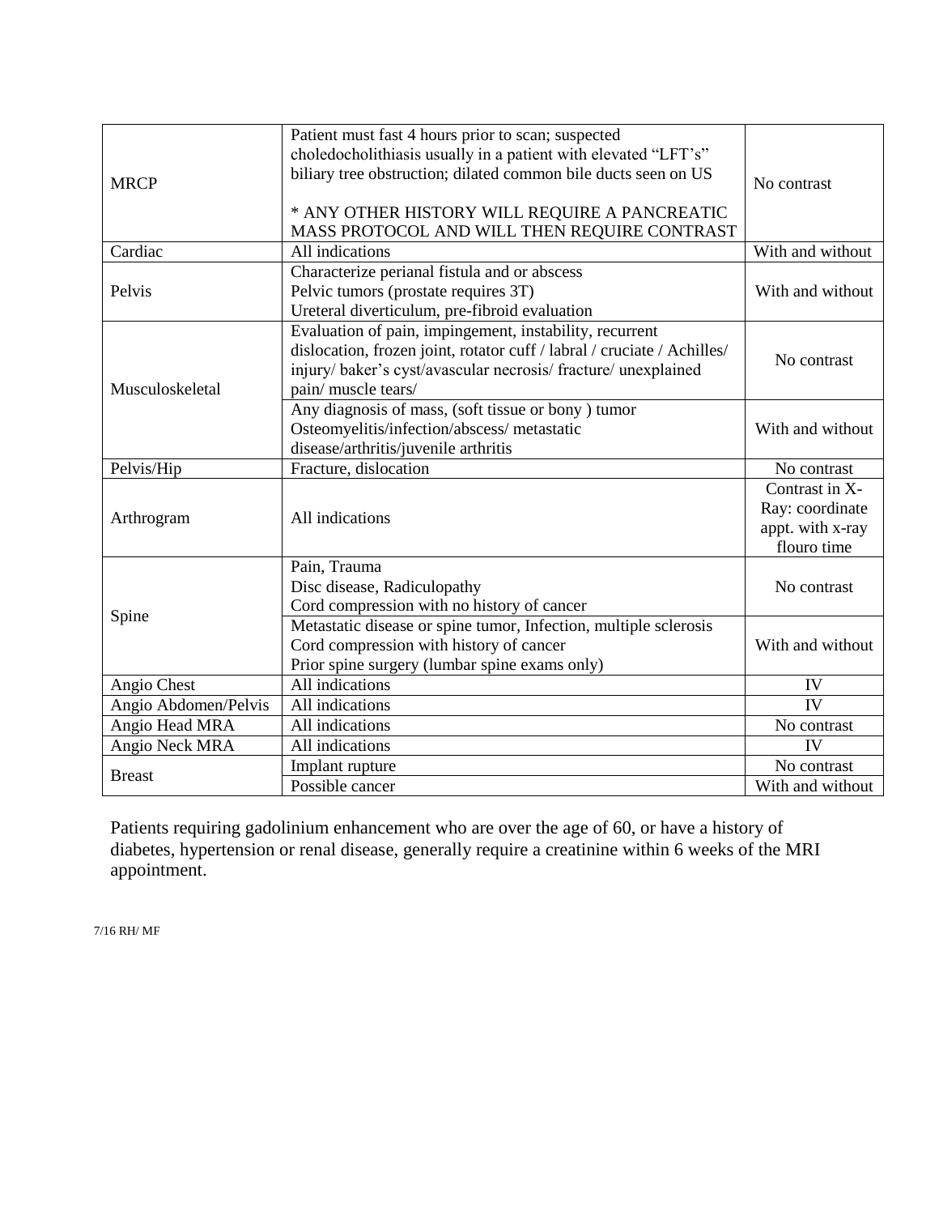| | | |
|---|---|---|
| MRCP | Patient must fast 4 hours prior to scan; suspected choledocholithiasis usually in a patient with elevated "LFT's" biliary tree obstruction; dilated common bile ducts seen on US<br><br>* ANY OTHER HISTORY WILL REQUIRE A PANCREATIC MASS PROTOCOL AND WILL THEN REQUIRE CONTRAST | No contrast |
| Cardiac | All indications | With and without |
| Pelvis | Characterize perianal fistula and or abscess<br>Pelvic tumors (prostate requires 3T)<br>Ureteral diverticulum, pre-fibroid evaluation | With and without |
| Musculoskeletal | Evaluation of pain, impingement, instability, recurrent dislocation, frozen joint, rotator cuff / labral / cruciate / Achilles/ injury/ baker's cyst/avascular necrosis/ fracture/ unexplained pain/ muscle tears/ | No contrast |
| | Any diagnosis of mass, (soft tissue or bony ) tumor<br>Osteomyelitis/infection/abscess/ metastatic disease/arthritis/juvenile arthritis | With and without |
| Pelvis/Hip | Fracture, dislocation | No contrast |
| Arthrogram | All indications | Contrast in X-Ray: coordinate appt. with x-ray flouro time |
| Spine | Pain, Trauma<br>Disc disease, Radiculopathy<br>Cord compression with no history of cancer | No contrast |
| | Metastatic disease or spine tumor, Infection, multiple sclerosis<br>Cord compression with history of cancer<br>Prior spine surgery (lumbar spine exams only) | With and without |
| Angio Chest | All indications | IV |
| Angio Abdomen/Pelvis | All indications | IV |
| Angio Head MRA | All indications | No contrast |
| Angio Neck MRA | All indications | IV |
| Breast | Implant rupture | No contrast |
| | Possible cancer | With and without |

Patients requiring gadolinium enhancement who are over the age of 60, or have a history of diabetes, hypertension or renal disease, generally require a creatinine within 6 weeks of the MRI appointment.

7/16 RH/ MF